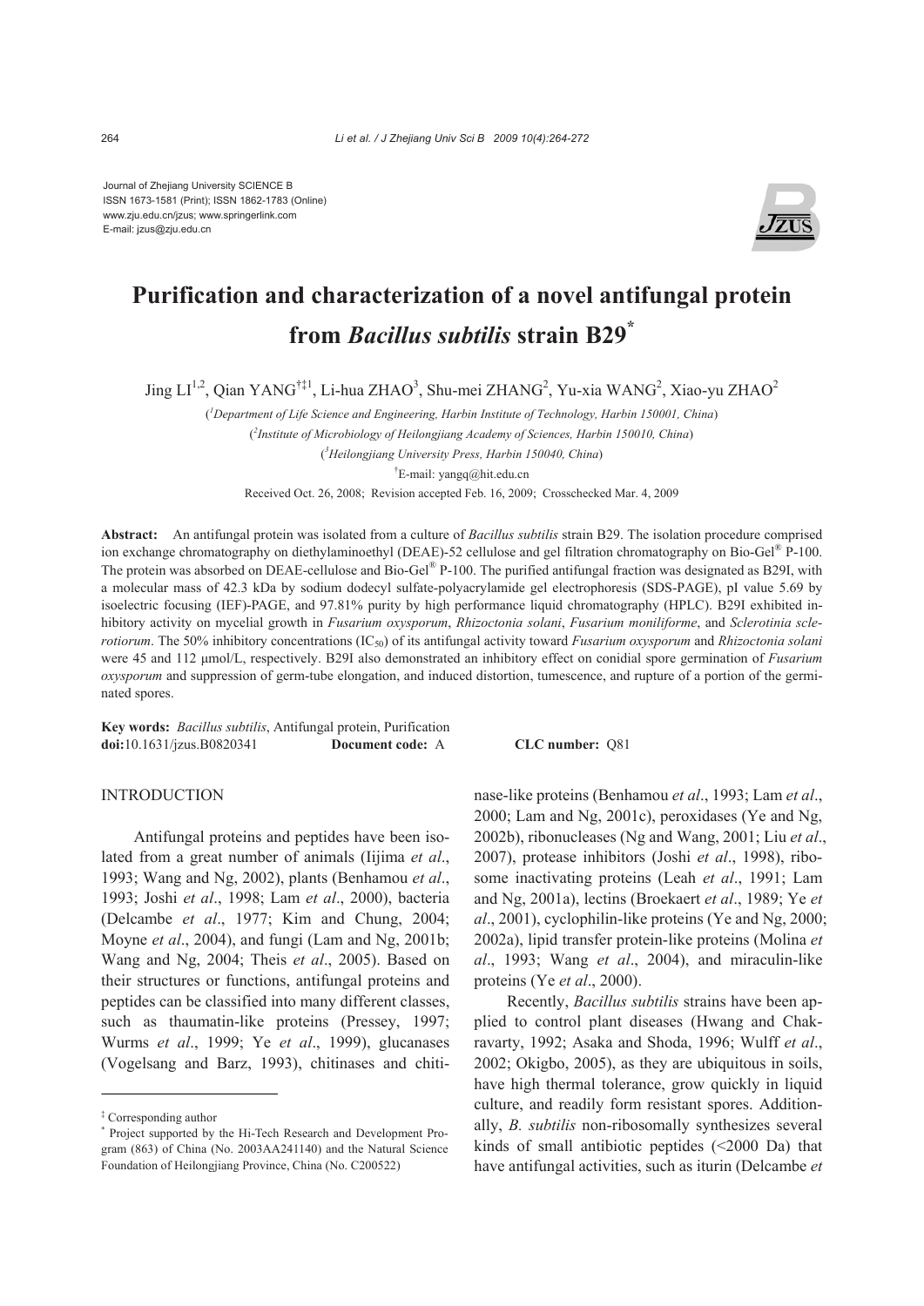Journal of Zhejiang University SCIENCE B
ISSN 1673-1581 (Print); ISSN 1862-1783 (Online)
www.zju.edu.cn/jzus; www.springerlink.com
E-mail: jzus@zju.edu.cn

# Purification and characterization of a novel antifungal protein from *Bacillus subtilis* strain B29*

Jing LI[1,2], Qian YANG[†‡1], Li-hua ZHAO[3], Shu-mei ZHANG[2], Yu-xia WANG[2], Xiao-yu ZHAO[2]

([1]*Department of Life Science and Engineering, Harbin Institute of Technology, Harbin 150001, China*)

([2]*Institute of Microbiology of Heilongjiang Academy of Sciences, Harbin 150010, China*)

([3]*Heilongjiang University Press, Harbin 150040, China*)

[†]E-mail: yangq@hit.edu.cn

Received Oct. 26, 2008; Revision accepted Feb. 16, 2009; Crosschecked Mar. 4, 2009

**Abstract:** An antifungal protein was isolated from a culture of *Bacillus subtilis* strain B29. The isolation procedure comprised ion exchange chromatography on diethylaminoethyl (DEAE)-52 cellulose and gel filtration chromatography on Bio-Gel® P-100. The protein was absorbed on DEAE-cellulose and Bio-Gel® P-100. The purified antifungal fraction was designated as B29I, with a molecular mass of 42.3 kDa by sodium dodecyl sulfate-polyacrylamide gel electrophoresis (SDS-PAGE), pI value 5.69 by isoelectric focusing (IEF)-PAGE, and 97.81% purity by high performance liquid chromatography (HPLC). B29I exhibited inhibitory activity on mycelial growth in *Fusarium oxysporum*, *Rhizoctonia solani*, *Fusarium moniliforme*, and *Sclerotinia sclerotiorum*. The 50% inhibitory concentrations ($IC_{50}$) of its antifungal activity toward *Fusarium oxysporum* and *Rhizoctonia solani* were 45 and 112 μmol/L, respectively. B29I also demonstrated an inhibitory effect on conidial spore germination of *Fusarium oxysporum* and suppression of germ-tube elongation, and induced distortion, tumescence, and rupture of a portion of the germinated spores.

**Key words:** *Bacillus subtilis*, Antifungal protein, Purification
**doi:**10.1631/jzus.B0820341 **Document code:** A **CLC number:** Q81

## INTRODUCTION

Antifungal proteins and peptides have been isolated from a great number of animals (Iijima *et al*., 1993; Wang and Ng, 2002), plants (Benhamou *et al*., 1993; Joshi *et al*., 1998; Lam *et al*., 2000), bacteria (Delcambe *et al*., 1977; Kim and Chung, 2004; Moyne *et al*., 2004), and fungi (Lam and Ng, 2001b; Wang and Ng, 2004; Theis *et al*., 2005). Based on their structures or functions, antifungal proteins and peptides can be classified into many different classes, such as thaumatin-like proteins (Pressey, 1997; Wurms *et al*., 1999; Ye *et al*., 1999), glucanases (Vogelsang and Barz, 1993), chitinases and chitinase-like proteins (Benhamou *et al*., 1993; Lam *et al*., 2000; Lam and Ng, 2001c), peroxidases (Ye and Ng, 2002b), ribonucleases (Ng and Wang, 2001; Liu *et al*., 2007), protease inhibitors (Joshi *et al*., 1998), ribosome inactivating proteins (Leah *et al*., 1991; Lam and Ng, 2001a), lectins (Broekaert *et al*., 1989; Ye *et al*., 2001), cyclophilin-like proteins (Ye and Ng, 2000; 2002a), lipid transfer protein-like proteins (Molina *et al*., 1993; Wang *et al*., 2004), and miraculin-like proteins (Ye *et al*., 2000).

Recently, *Bacillus subtilis* strains have been applied to control plant diseases (Hwang and Chakravarty, 1992; Asaka and Shoda, 1996; Wulff *et al*., 2002; Okigbo, 2005), as they are ubiquitous in soils, have high thermal tolerance, grow quickly in liquid culture, and readily form resistant spores. Additionally, *B. subtilis* non-ribosomally synthesizes several kinds of small antibiotic peptides (<2000 Da) that have antifungal activities, such as iturin (Delcambe *et*

---

‡ Corresponding author

* Project supported by the Hi-Tech Research and Development Program (863) of China (No. 2003AA241140) and the Natural Science Foundation of Heilongjiang Province, China (No. C200522)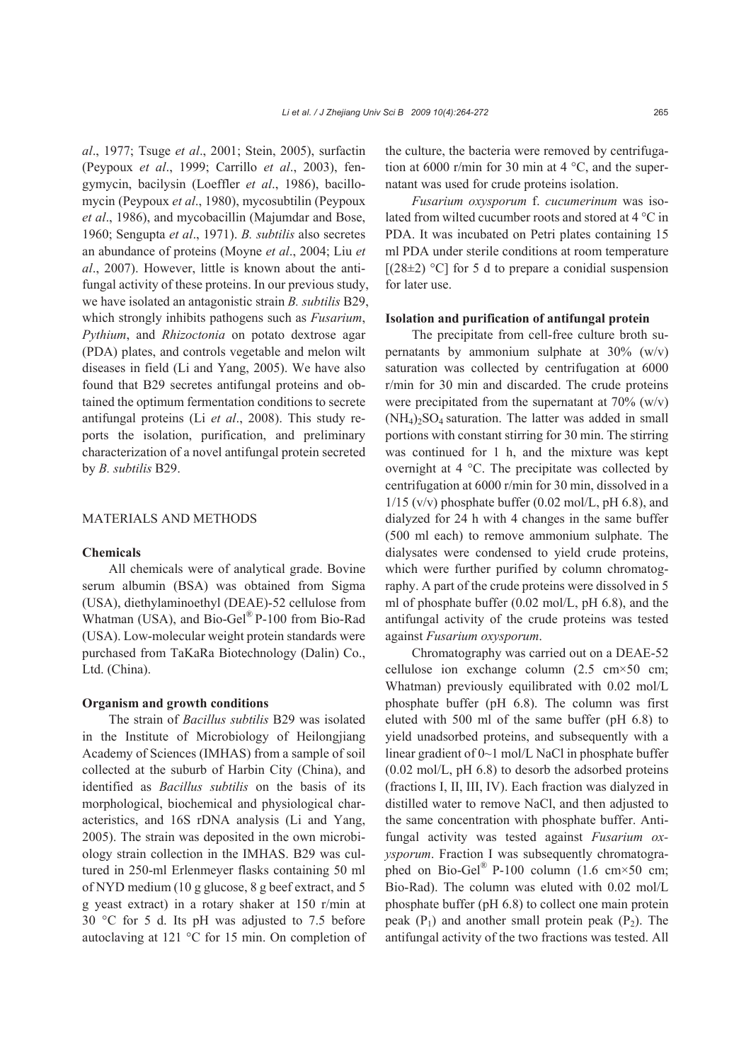*al*., 1977; Tsuge *et al*., 2001; Stein, 2005), surfactin (Peypoux *et al*., 1999; Carrillo *et al*., 2003), fengymycin, bacilysin (Loeffler *et al*., 1986), bacillomycin (Peypoux *et al*., 1980), mycosubtilin (Peypoux *et al*., 1986), and mycobacillin (Majumdar and Bose, 1960; Sengupta *et al*., 1971). *B. subtilis* also secretes an abundance of proteins (Moyne *et al*., 2004; Liu *et al*., 2007). However, little is known about the antifungal activity of these proteins. In our previous study, we have isolated an antagonistic strain *B. subtilis* B29, which strongly inhibits pathogens such as *Fusarium*, *Pythium*, and *Rhizoctonia* on potato dextrose agar (PDA) plates, and controls vegetable and melon wilt diseases in field (Li and Yang, 2005). We have also found that B29 secretes antifungal proteins and obtained the optimum fermentation conditions to secrete antifungal proteins (Li *et al*., 2008). This study reports the isolation, purification, and preliminary characterization of a novel antifungal protein secreted by *B. subtilis* B29.

## MATERIALS AND METHODS

### Chemicals

All chemicals were of analytical grade. Bovine serum albumin (BSA) was obtained from Sigma (USA), diethylaminoethyl (DEAE)-52 cellulose from Whatman (USA), and Bio-Gel® P-100 from Bio-Rad (USA). Low-molecular weight protein standards were purchased from TaKaRa Biotechnology (Dalin) Co., Ltd. (China).

### Organism and growth conditions

The strain of *Bacillus subtilis* B29 was isolated in the Institute of Microbiology of Heilongjiang Academy of Sciences (IMHAS) from a sample of soil collected at the suburb of Harbin City (China), and identified as *Bacillus subtilis* on the basis of its morphological, biochemical and physiological characteristics, and 16S rDNA analysis (Li and Yang, 2005). The strain was deposited in the own microbiology strain collection in the IMHAS. B29 was cultured in 250-ml Erlenmeyer flasks containing 50 ml of NYD medium (10 g glucose, 8 g beef extract, and 5 g yeast extract) in a rotary shaker at 150 r/min at 30 °C for 5 d. Its pH was adjusted to 7.5 before autoclaving at 121 °C for 15 min. On completion of the culture, the bacteria were removed by centrifugation at 6000 r/min for 30 min at 4 °C, and the supernatant was used for crude proteins isolation.

*Fusarium oxysporum* f. *cucumerinum* was isolated from wilted cucumber roots and stored at 4 °C in PDA. It was incubated on Petri plates containing 15 ml PDA under sterile conditions at room temperature [(28±2) °C] for 5 d to prepare a conidial suspension for later use.

### Isolation and purification of antifungal protein

The precipitate from cell-free culture broth supernatants by ammonium sulphate at 30% (w/v) saturation was collected by centrifugation at 6000 r/min for 30 min and discarded. The crude proteins were precipitated from the supernatant at 70% (w/v) $(NH_4)_2SO_4$ saturation. The latter was added in small portions with constant stirring for 30 min. The stirring was continued for 1 h, and the mixture was kept overnight at 4 °C. The precipitate was collected by centrifugation at 6000 r/min for 30 min, dissolved in a 1/15 (v/v) phosphate buffer (0.02 mol/L, pH 6.8), and dialyzed for 24 h with 4 changes in the same buffer (500 ml each) to remove ammonium sulphate. The dialysates were condensed to yield crude proteins, which were further purified by column chromatography. A part of the crude proteins were dissolved in 5 ml of phosphate buffer (0.02 mol/L, pH 6.8), and the antifungal activity of the crude proteins was tested against *Fusarium oxysporum*.

Chromatography was carried out on a DEAE-52 cellulose ion exchange column (2.5 cm×50 cm; Whatman) previously equilibrated with 0.02 mol/L phosphate buffer (pH 6.8). The column was first eluted with 500 ml of the same buffer (pH 6.8) to yield unadsorbed proteins, and subsequently with a linear gradient of 0~1 mol/L NaCl in phosphate buffer (0.02 mol/L, pH 6.8) to desorb the adsorbed proteins (fractions I, II, III, IV). Each fraction was dialyzed in distilled water to remove NaCl, and then adjusted to the same concentration with phosphate buffer. Antifungal activity was tested against *Fusarium oxysporum*. Fraction I was subsequently chromatographed on Bio-Gel® P-100 column (1.6 cm×50 cm; Bio-Rad). The column was eluted with 0.02 mol/L phosphate buffer (pH 6.8) to collect one main protein peak ($P_1$) and another small protein peak ($P_2$). The antifungal activity of the two fractions was tested. All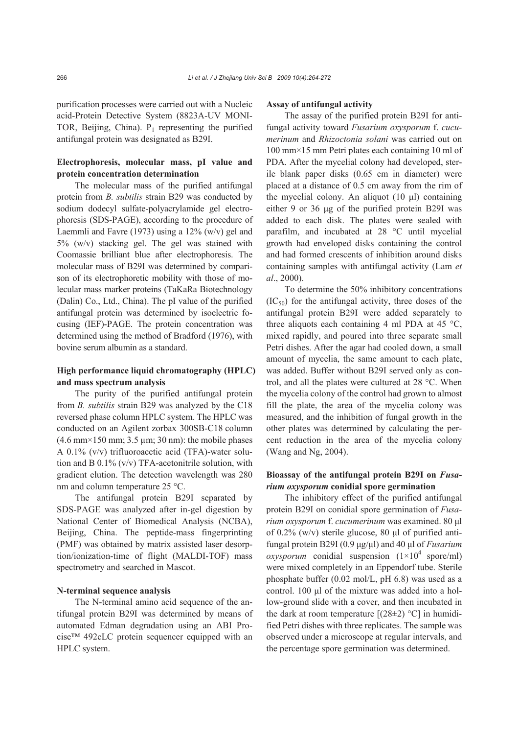purification processes were carried out with a Nucleic acid-Protein Detective System (8823A-UV MONITOR, Beijing, China). $P_1$ representing the purified antifungal protein was designated as B29I.

### Electrophoresis, molecular mass, pI value and protein concentration determination

The molecular mass of the purified antifungal protein from *B. subtilis* strain B29 was conducted by sodium dodecyl sulfate-polyacrylamide gel electrophoresis (SDS-PAGE), according to the procedure of Laemmli and Favre (1973) using a 12% (w/v) gel and 5% (w/v) stacking gel. The gel was stained with Coomassie brilliant blue after electrophoresis. The molecular mass of B29I was determined by comparison of its electrophoretic mobility with those of molecular mass marker proteins (TaKaRa Biotechnology (Dalin) Co., Ltd., China). The pI value of the purified antifungal protein was determined by isoelectric focusing (IEF)-PAGE. The protein concentration was determined using the method of Bradford (1976), with bovine serum albumin as a standard.

### High performance liquid chromatography (HPLC) and mass spectrum analysis

The purity of the purified antifungal protein from *B. subtilis* strain B29 was analyzed by the C18 reversed phase column HPLC system. The HPLC was conducted on an Agilent zorbax 300SB-C18 column (4.6 mm×150 mm; 3.5 μm; 30 nm): the mobile phases A 0.1% (v/v) trifluoroacetic acid (TFA)-water solution and B 0.1% (v/v) TFA-acetonitrile solution, with gradient elution. The detection wavelength was 280 nm and column temperature 25 °C.

The antifungal protein B29I separated by SDS-PAGE was analyzed after in-gel digestion by National Center of Biomedical Analysis (NCBA), Beijing, China. The peptide-mass fingerprinting (PMF) was obtained by matrix assisted laser desorption/ionization-time of flight (MALDI-TOF) mass spectrometry and searched in Mascot.

### N-terminal sequence analysis

The N-terminal amino acid sequence of the antifungal protein B29I was determined by means of automated Edman degradation using an ABI Procise™ 492cLC protein sequencer equipped with an HPLC system.

### Assay of antifungal activity

The assay of the purified protein B29I for antifungal activity toward *Fusarium oxysporum* f. *cucumerinum* and *Rhizoctonia solani* was carried out on 100 mm×15 mm Petri plates each containing 10 ml of PDA. After the mycelial colony had developed, sterile blank paper disks (0.65 cm in diameter) were placed at a distance of 0.5 cm away from the rim of the mycelial colony. An aliquot (10 μl) containing either 9 or 36 μg of the purified protein B29I was added to each disk. The plates were sealed with parafilm, and incubated at 28 °C until mycelial growth had enveloped disks containing the control and had formed crescents of inhibition around disks containing samples with antifungal activity (Lam *et al*., 2000).

To determine the 50% inhibitory concentrations ($IC_{50}$) for the antifungal activity, three doses of the antifungal protein B29I were added separately to three aliquots each containing 4 ml PDA at 45 °C, mixed rapidly, and poured into three separate small Petri dishes. After the agar had cooled down, a small amount of mycelia, the same amount to each plate, was added. Buffer without B29I served only as control, and all the plates were cultured at 28 °C. When the mycelia colony of the control had grown to almost fill the plate, the area of the mycelia colony was measured, and the inhibition of fungal growth in the other plates was determined by calculating the percent reduction in the area of the mycelia colony (Wang and Ng, 2004).

### Bioassay of the antifungal protein B29I on *Fusarium oxysporum* conidial spore germination

The inhibitory effect of the purified antifungal protein B29I on conidial spore germination of *Fusarium oxysporum* f. *cucumerinum* was examined. 80 μl of 0.2% (w/v) sterile glucose, 80 μl of purified antifungal protein B29I (0.9 μg/μl) and 40 μl of *Fusarium oxysporum* conidial suspension ($1\times10^4$ spore/ml) were mixed completely in an Eppendorf tube. Sterile phosphate buffer (0.02 mol/L, pH 6.8) was used as a control. 100 μl of the mixture was added into a hollow-ground slide with a cover, and then incubated in the dark at room temperature [(28±2) °C] in humidified Petri dishes with three replicates. The sample was observed under a microscope at regular intervals, and the percentage spore germination was determined.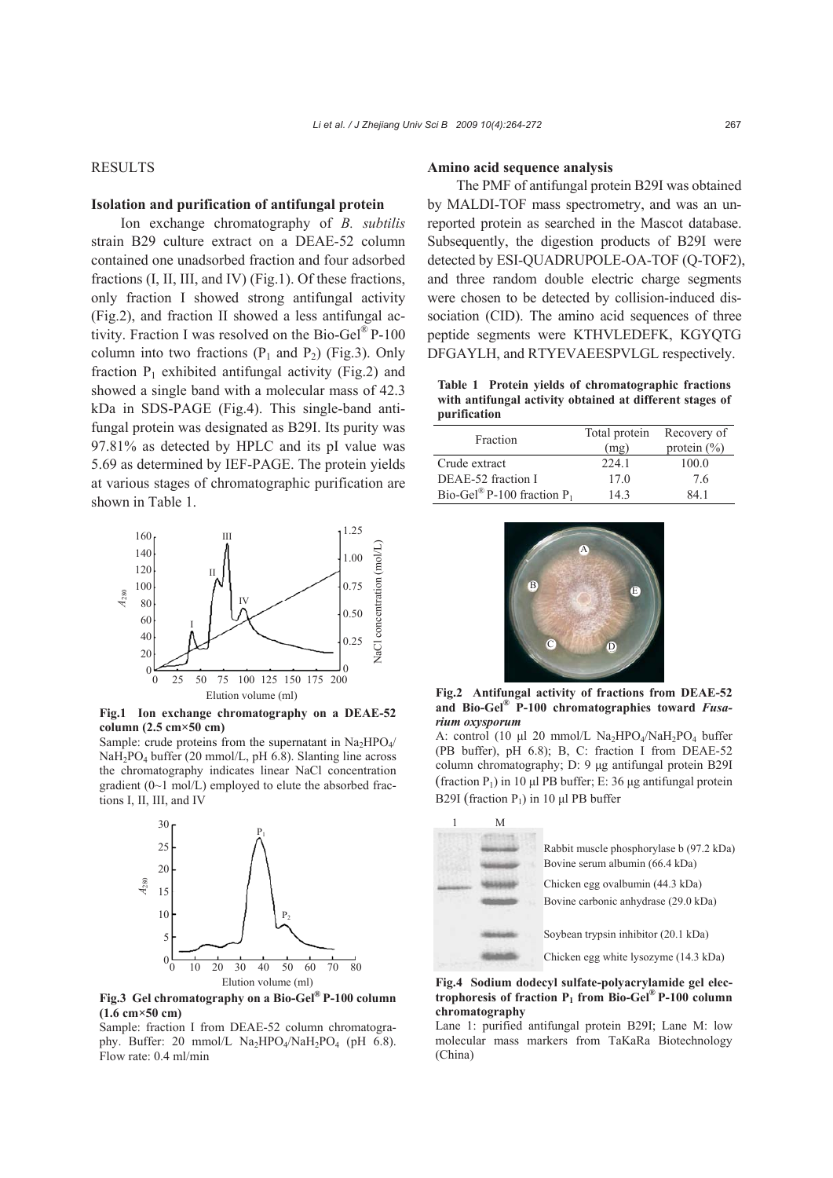## RESULTS

### Isolation and purification of antifungal protein

Ion exchange chromatography of *B. subtilis* strain B29 culture extract on a DEAE-52 column contained one unadsorbed fraction and four adsorbed fractions (I, II, III, and IV) (Fig.1). Of these fractions, only fraction I showed strong antifungal activity (Fig.2), and fraction II showed a less antifungal activity. Fraction I was resolved on the Bio-Gel® P-100 column into two fractions ($P_1$ and $P_2$) (Fig.3). Only fraction $P_1$ exhibited antifungal activity (Fig.2) and showed a single band with a molecular mass of 42.3 kDa in SDS-PAGE (Fig.4). This single-band antifungal protein was designated as B29I. Its purity was 97.81% as detected by HPLC and its pI value was 5.69 as determined by IEF-PAGE. The protein yields at various stages of chromatographic purification are shown in Table 1.

**Fig.1 Ion exchange chromatography on a DEAE-52 column (2.5 cm×50 cm)**

Sample: crude proteins from the supernatant in $Na_2HPO_4$/$NaH_2PO_4$ buffer (20 mmol/L, pH 6.8). Slanting line across the chromatography indicates linear NaCl concentration gradient (0~1 mol/L) employed to elute the absorbed fractions I, II, III, and IV

**Fig.3 Gel chromatography on a Bio-Gel® P-100 column (1.6 cm×50 cm)**

Sample: fraction I from DEAE-52 column chromatography. Buffer: 20 mmol/L $Na_2HPO_4$/$NaH_2PO_4$ (pH 6.8). Flow rate: 0.4 ml/min

### Amino acid sequence analysis

The PMF of antifungal protein B29I was obtained by MALDI-TOF mass spectrometry, and was an unreported protein as searched in the Mascot database. Subsequently, the digestion products of B29I were detected by ESI-QUADRUPOLE-OA-TOF (Q-TOF2), and three random double electric charge segments were chosen to be detected by collision-induced dissociation (CID). The amino acid sequences of three peptide segments were KTHVLEDEFK, KGYQTG DFGAYLH, and RTYEVAEESPVLGL respectively.

**Table 1 Protein yields of chromatographic fractions with antifungal activity obtained at different stages of purification**

| Fraction | Total protein (mg) | Recovery of protein (%) |
|---|---|---|
| Crude extract | 224.1 | 100.0 |
| DEAE-52 fraction I | 17.0 | 7.6 |
| Bio-Gel® P-100 fraction $P_1$ | 14.3 | 84.1 |

**Fig.2 Antifungal activity of fractions from DEAE-52 and Bio-Gel® P-100 chromatographies toward *Fusarium oxysporum***

A: control (10 μl 20 mmol/L $Na_2HPO_4$/$NaH_2PO_4$ buffer (PB buffer), pH 6.8); B, C: fraction I from DEAE-52 column chromatography; D: 9 μg antifungal protein B29I (fraction $P_1$) in 10 μl PB buffer; E: 36 μg antifungal protein B29I (fraction $P_1$) in 10 μl PB buffer

**Fig.4 Sodium dodecyl sulfate-polyacrylamide gel electrophoresis of fraction $P_1$ from Bio-Gel® P-100 column chromatography**

Lane 1: purified antifungal protein B29I; Lane M: low molecular mass markers from TaKaRa Biotechnology (China)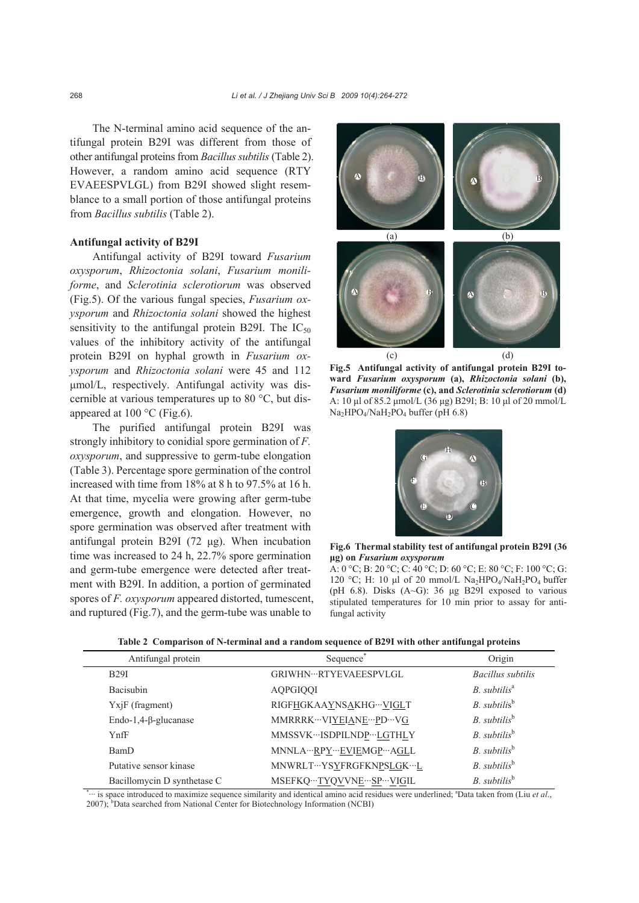The N-terminal amino acid sequence of the antifungal protein B29I was different from those of other antifungal proteins from *Bacillus subtilis* (Table 2). However, a random amino acid sequence (RTY EVAEESPVLGL) from B29I showed slight resemblance to a small portion of those antifungal proteins from *Bacillus subtilis* (Table 2).

**Antifungal activity of B29I**

Antifungal activity of B29I toward *Fusarium oxysporum*, *Rhizoctonia solani*, *Fusarium moniliforme*, and *Sclerotinia sclerotiorum* was observed (Fig.5). Of the various fungal species, *Fusarium oxysporum* and *Rhizoctonia solani* showed the highest sensitivity to the antifungal protein B29I. The $IC_{50}$ values of the inhibitory activity of the antifungal protein B29I on hyphal growth in *Fusarium oxysporum* and *Rhizoctonia solani* were 45 and 112 μmol/L, respectively. Antifungal activity was discernible at various temperatures up to 80 °C, but disappeared at 100 °C (Fig.6).

The purified antifungal protein B29I was strongly inhibitory to conidial spore germination of *F. oxysporum*, and suppressive to germ-tube elongation (Table 3). Percentage spore germination of the control increased with time from 18% at 8 h to 97.5% at 16 h. At that time, mycelia were growing after germ-tube emergence, growth and elongation. However, no spore germination was observed after treatment with antifungal protein B29I (72 μg). When incubation time was increased to 24 h, 22.7% spore germination and germ-tube emergence were detected after treatment with B29I. In addition, a portion of germinated spores of *F. oxysporum* appeared distorted, tumescent, and ruptured (Fig.7), and the germ-tube was unable to

**Fig.5 Antifungal activity of antifungal protein B29I toward *Fusarium oxysporum* (a), *Rhizoctonia solani* (b), *Fusarium moniliforme* (c), and *Sclerotinia sclerotiorum* (d)**
A: 10 μl of 85.2 μmol/L (36 μg) B29I; B: 10 μl of 20 mmol/L $Na_2HPO_4/NaH_2PO_4$ buffer (pH 6.8)

**Fig.6 Thermal stability test of antifungal protein B29I (36 μg) on *Fusarium oxysporum***
A: 0 °C; B: 20 °C; C: 40 °C; D: 60 °C; E: 80 °C; F: 100 °C; G: 120 °C; H: 10 μl of 20 mmol/L $Na_2HPO_4/NaH_2PO_4$ buffer (pH 6.8). Disks (A~G): 36 μg B29I exposed to various stipulated temperatures for 10 min prior to assay for antifungal activity

**Table 2 Comparison of N-terminal and a random sequence of B29I with other antifungal proteins**

| Antifungal protein | Sequence* | Origin |
|---|---|---|
| B29I | GRIWHN···RTYEVAEESPVLGL | *Bacillus subtilis* |
| Bacisubin | AQPGIQQI | *B. subtilis*[a] |
| YxjF (fragment) | RIGFHGKAAYNSAKHG···VIGLT | *B. subtilis*[b] |
| Endo-1,4-β-glucanase | MMRRRK···VIYEIANE···PD···VG | *B. subtilis*[b] |
| YnfF | MMSSVK···ISDPILNDP···LGTHLY | *B. subtilis*[b] |
| BamD | MNNLA···RPY···EVIEMGP···AGLL | *B. subtilis*[b] |
| Putative sensor kinase | MNWRLT···YSYFRGFKNPSLGK···L | *B. subtilis*[b] |
| Bacillomycin D synthetase C | MSEFKQ···TYQVVNE···SP···VIGIL | *B. subtilis*[b] |

*··· is space introduced to maximize sequence similarity and identical amino acid residues were underlined; [a]Data taken from (Liu *et al*., 2007); [b]Data searched from National Center for Biotechnology Information (NCBI)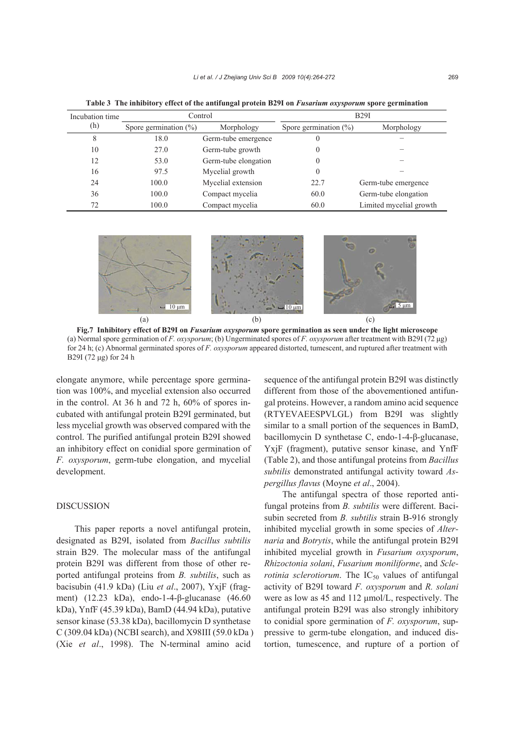**Table 3 The inhibitory effect of the antifungal protein B29I on *Fusarium oxysporum* spore germination**

| Incubation time (h) | Control | | B29I | |
|---|---|---|---|---|
| | Spore germination (%) | Morphology | Spore germination (%) | Morphology |
| 8 | 18.0 | Germ-tube emergence | 0 | – |
| 10 | 27.0 | Germ-tube growth | 0 | – |
| 12 | 53.0 | Germ-tube elongation | 0 | – |
| 16 | 97.5 | Mycelial growth | 0 | – |
| 24 | 100.0 | Mycelial extension | 22.7 | Germ-tube emergence |
| 36 | 100.0 | Compact mycelia | 60.0 | Germ-tube elongation |
| 72 | 100.0 | Compact mycelia | 60.0 | Limited mycelial growth |

**Fig.7 Inhibitory effect of B29I on *Fusarium oxysporum* spore germination as seen under the light microscope**
(a) Normal spore germination of *F. oxysporum*; (b) Ungerminated spores of *F. oxysporum* after treatment with B29I (72 μg) for 24 h; (c) Abnormal germinated spores of *F. oxysporum* appeared distorted, tumescent, and ruptured after treatment with B29I (72 μg) for 24 h

elongate anymore, while percentage spore germination was 100%, and mycelial extension also occurred in the control. At 36 h and 72 h, 60% of spores incubated with antifungal protein B29I germinated, but less mycelial growth was observed compared with the control. The purified antifungal protein B29I showed an inhibitory effect on conidial spore germination of *F. oxysporum*, germ-tube elongation, and mycelial development.

## DISCUSSION

This paper reports a novel antifungal protein, designated as B29I, isolated from *Bacillus subtilis* strain B29. The molecular mass of the antifungal protein B29I was different from those of other reported antifungal proteins from *B. subtilis*, such as bacisubin (41.9 kDa) (Liu *et al*., 2007), YxjF (fragment) (12.23 kDa), endo-1-4-β-glucanase (46.60 kDa), YnfF (45.39 kDa), BamD (44.94 kDa), putative sensor kinase (53.38 kDa), bacillomycin D synthetase C (309.04 kDa) (NCBI search), and X98III (59.0 kDa ) (Xie *et al*., 1998). The N-terminal amino acid sequence of the antifungal protein B29I was distinctly different from those of the abovementioned antifungal proteins. However, a random amino acid sequence (RTYEVAEESPVLGL) from B29I was slightly similar to a small portion of the sequences in BamD, bacillomycin D synthetase C, endo-1-4-β-glucanase, YxjF (fragment), putative sensor kinase, and YnfF (Table 2), and those antifungal proteins from *Bacillus subtilis* demonstrated antifungal activity toward *Aspergillus flavus* (Moyne *et al*., 2004).

The antifungal spectra of those reported antifungal proteins from *B. subtilis* were different. Bacisubin secreted from *B. subtilis* strain B-916 strongly inhibited mycelial growth in some species of *Alternaria* and *Botrytis*, while the antifungal protein B29I inhibited mycelial growth in *Fusarium oxysporum*, *Rhizoctonia solani*, *Fusarium moniliforme*, and *Sclerotinia sclerotiorum*. The $IC_{50}$ values of antifungal activity of B29I toward *F. oxysporum* and *R. solani* were as low as 45 and 112 μmol/L, respectively. The antifungal protein B29I was also strongly inhibitory to conidial spore germination of *F. oxysporum*, suppressive to germ-tube elongation, and induced distortion, tumescence, and rupture of a portion of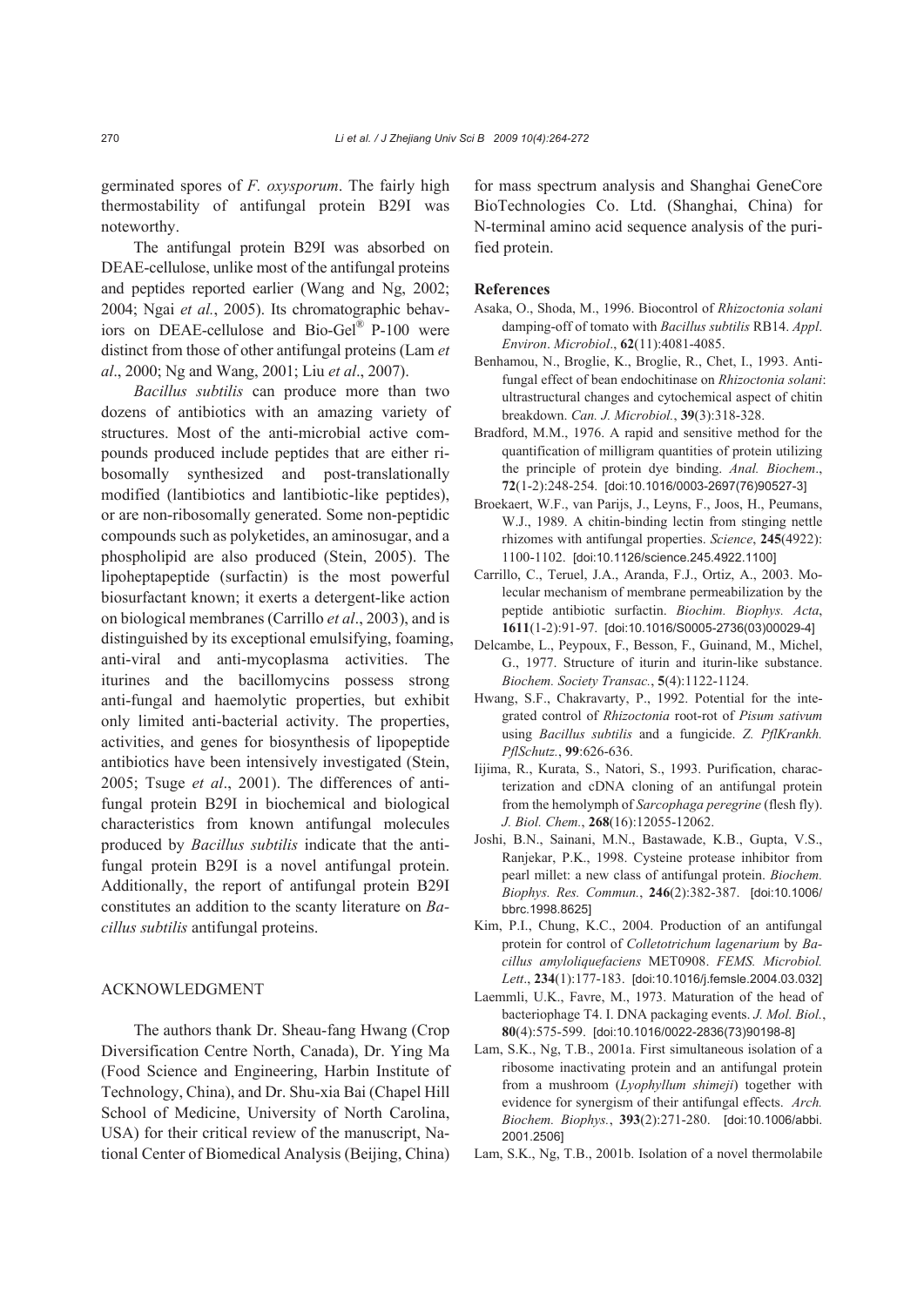germinated spores of *F. oxysporum*. The fairly high thermostability of antifungal protein B29I was noteworthy.

The antifungal protein B29I was absorbed on DEAE-cellulose, unlike most of the antifungal proteins and peptides reported earlier (Wang and Ng, 2002; 2004; Ngai *et al.*, 2005). Its chromatographic behaviors on DEAE-cellulose and Bio-Gel® P-100 were distinct from those of other antifungal proteins (Lam *et al*., 2000; Ng and Wang, 2001; Liu *et al*., 2007).

*Bacillus subtilis* can produce more than two dozens of antibiotics with an amazing variety of structures. Most of the anti-microbial active compounds produced include peptides that are either ribosomally synthesized and post-translationally modified (lantibiotics and lantibiotic-like peptides), or are non-ribosomally generated. Some non-peptidic compounds such as polyketides, an aminosugar, and a phospholipid are also produced (Stein, 2005). The lipoheptapeptide (surfactin) is the most powerful biosurfactant known; it exerts a detergent-like action on biological membranes (Carrillo *et al*., 2003), and is distinguished by its exceptional emulsifying, foaming, anti-viral and anti-mycoplasma activities. The iturines and the bacillomycins possess strong anti-fungal and haemolytic properties, but exhibit only limited anti-bacterial activity. The properties, activities, and genes for biosynthesis of lipopeptide antibiotics have been intensively investigated (Stein, 2005; Tsuge *et al*., 2001). The differences of antifungal protein B29I in biochemical and biological characteristics from known antifungal molecules produced by *Bacillus subtilis* indicate that the antifungal protein B29I is a novel antifungal protein. Additionally, the report of antifungal protein B29I constitutes an addition to the scanty literature on *Bacillus subtilis* antifungal proteins.

## ACKNOWLEDGMENT

The authors thank Dr. Sheau-fang Hwang (Crop Diversification Centre North, Canada), Dr. Ying Ma (Food Science and Engineering, Harbin Institute of Technology, China), and Dr. Shu-xia Bai (Chapel Hill School of Medicine, University of North Carolina, USA) for their critical review of the manuscript, National Center of Biomedical Analysis (Beijing, China) for mass spectrum analysis and Shanghai GeneCore BioTechnologies Co. Ltd. (Shanghai, China) for N-terminal amino acid sequence analysis of the purified protein.

## References

Asaka, O., Shoda, M., 1996. Biocontrol of *Rhizoctonia solani* damping-off of tomato with *Bacillus subtilis* RB14. *Appl*. *Environ*. *Microbiol*., **62**(11):4081-4085.

Benhamou, N., Broglie, K., Broglie, R., Chet, I., 1993. Antifungal effect of bean endochitinase on *Rhizoctonia solani*: ultrastructural changes and cytochemical aspect of chitin breakdown. *Can. J. Microbiol.*, **39**(3):318-328.

Bradford, M.M., 1976. A rapid and sensitive method for the quantification of milligram quantities of protein utilizing the principle of protein dye binding. *Anal. Biochem*., **72**(1-2):248-254. [doi:10.1016/0003-2697(76)90527-3]

Broekaert, W.F., van Parijs, J., Leyns, F., Joos, H., Peumans, W.J., 1989. A chitin-binding lectin from stinging nettle rhizomes with antifungal properties. *Science*, **245**(4922): 1100-1102. [doi:10.1126/science.245.4922.1100]

Carrillo, C., Teruel, J.A., Aranda, F.J., Ortiz, A., 2003. Molecular mechanism of membrane permeabilization by the peptide antibiotic surfactin. *Biochim. Biophys. Acta*, **1611**(1-2):91-97. [doi:10.1016/S0005-2736(03)00029-4]

Delcambe, L., Peypoux, F., Besson, F., Guinand, M., Michel, G., 1977. Structure of iturin and iturin-like substance. *Biochem. Society Transac.*, **5**(4):1122-1124.

Hwang, S.F., Chakravarty, P., 1992. Potential for the integrated control of *Rhizoctonia* root-rot of *Pisum sativum* using *Bacillus subtilis* and a fungicide. *Z. PflKrankh. PflSchutz.*, **99**:626-636.

Iijima, R., Kurata, S., Natori, S., 1993. Purification, characterization and cDNA cloning of an antifungal protein from the hemolymph of *Sarcophaga peregrine* (flesh fly). *J. Biol. Chem.*, **268**(16):12055-12062.

Joshi, B.N., Sainani, M.N., Bastawade, K.B., Gupta, V.S., Ranjekar, P.K., 1998. Cysteine protease inhibitor from pearl millet: a new class of antifungal protein. *Biochem. Biophys. Res. Commun.*, **246**(2):382-387. [doi:10.1006/bbrc.1998.8625]

Kim, P.I., Chung, K.C., 2004. Production of an antifungal protein for control of *Colletotrichum lagenarium* by *Bacillus amyloliquefaciens* MET0908. *FEMS. Microbiol. Lett*., **234**(1):177-183. [doi:10.1016/j.femsle.2004.03.032]

Laemmli, U.K., Favre, M., 1973. Maturation of the head of bacteriophage T4. I. DNA packaging events. *J. Mol. Biol.*, **80**(4):575-599. [doi:10.1016/0022-2836(73)90198-8]

Lam, S.K., Ng, T.B., 2001a. First simultaneous isolation of a ribosome inactivating protein and an antifungal protein from a mushroom (*Lyophyllum shimeji*) together with evidence for synergism of their antifungal effects. *Arch. Biochem. Biophys.*, **393**(2):271-280. [doi:10.1006/abbi.2001.2506]

Lam, S.K., Ng, T.B., 2001b. Isolation of a novel thermolabile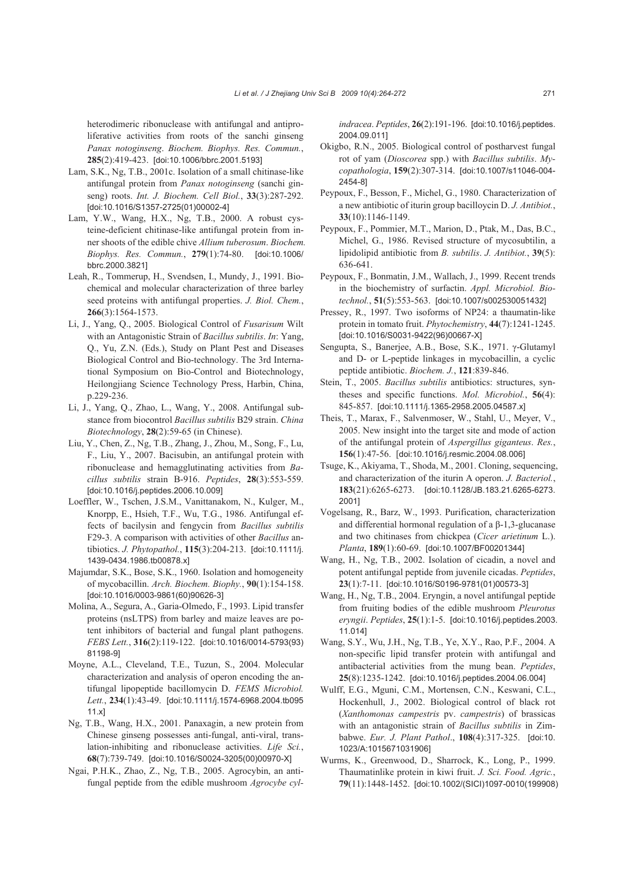heterodimeric ribonuclease with antifungal and antiproliferative activities from roots of the sanchi ginseng *Panax notoginseng*. *Biochem. Biophys. Res. Commun.*, **285**(2):419-423. [doi:10.1006/bbrc.2001.5193]

Lam, S.K., Ng, T.B., 2001c. Isolation of a small chitinase-like antifungal protein from *Panax notoginseng* (sanchi ginseng) roots. *Int. J. Biochem. Cell Biol.*, **33**(3):287-292. [doi:10.1016/S1357-2725(01)00002-4]

Lam, Y.W., Wang, H.X., Ng, T.B., 2000. A robust cysteine-deficient chitinase-like antifungal protein from inner shoots of the edible chive *Allium tuberosum*. *Biochem. Biophys. Res. Commun.*, **279**(1):74-80. [doi:10.1006/bbrc.2000.3821]

Leah, R., Tommerup, H., Svendsen, I., Mundy, J., 1991. Biochemical and molecular characterization of three barley seed proteins with antifungal properties. *J. Biol. Chem.*, **266**(3):1564-1573.

Li, J., Yang, Q., 2005. Biological Control of *Fusarisum* Wilt with an Antagonistic Strain of *Bacillus subtilis*. *In*: Yang, Q., Yu, Z.N. (Eds.), Study on Plant Pest and Diseases Biological Control and Bio-technology. The 3rd International Symposium on Bio-Control and Biotechnology, Heilongjiang Science Technology Press, Harbin, China, p.229-236.

Li, J., Yang, Q., Zhao, L., Wang, Y., 2008. Antifungal substance from biocontrol *Bacillus subtilis* B29 strain. *China Biotechnology*, **28**(2):59-65 (in Chinese).

Liu, Y., Chen, Z., Ng, T.B., Zhang, J., Zhou, M., Song, F., Lu, F., Liu, Y., 2007. Bacisubin, an antifungal protein with ribonuclease and hemagglutinating activities from *Bacillus subtilis* strain B-916. *Peptides*, **28**(3):553-559. [doi:10.1016/j.peptides.2006.10.009]

Loeffler, W., Tschen, J.S.M., Vanittanakom, N., Kulger, M., Knorpp, E., Hsieh, T.F., Wu, T.G., 1986. Antifungal effects of bacilysin and fengycin from *Bacillus subtilis* F29-3. A comparison with activities of other *Bacillus* antibiotics. *J. Phytopathol.*, **115**(3):204-213. [doi:10.1111/j.1439-0434.1986.tb00878.x]

Majumdar, S.K., Bose, S.K., 1960. Isolation and homogeneity of mycobacillin. *Arch. Biochem. Biophy.*, **90**(1):154-158. [doi:10.1016/0003-9861(60)90626-3]

Molina, A., Segura, A., Garia-Olmedo, F., 1993. Lipid transfer proteins (nsLTPS) from barley and maize leaves are potent inhibitors of bacterial and fungal plant pathogens. *FEBS Lett.*, **316**(2):119-122. [doi:10.1016/0014-5793(93)81198-9]

Moyne, A.L., Cleveland, T.E., Tuzun, S., 2004. Molecular characterization and analysis of operon encoding the antifungal lipopeptide bacillomycin D. *FEMS Microbiol. Lett.*, **234**(1):43-49. [doi:10.1111/j.1574-6968.2004.tb09511.x]

Ng, T.B., Wang, H.X., 2001. Panaxagin, a new protein from Chinese ginseng possesses anti-fungal, anti-viral, translation-inhibiting and ribonuclease activities. *Life Sci.*, **68**(7):739-749. [doi:10.1016/S0024-3205(00)00970-X]

Ngai, P.H.K., Zhao, Z., Ng, T.B., 2005. Agrocybin, an antifungal peptide from the edible mushroom *Agrocybe cylindracea*. *Peptides*, **26**(2):191-196. [doi:10.1016/j.peptides.2004.09.011]

Okigbo, R.N., 2005. Biological control of postharvest fungal rot of yam (*Dioscorea* spp.) with *Bacillus subtilis*. *Mycopathologia*, **159**(2):307-314. [doi:10.1007/s11046-004-2454-8]

Peypoux, F., Besson, F., Michel, G., 1980. Characterization of a new antibiotic of iturin group bacilloycin D. *J. Antibiot.*, **33**(10):1146-1149.

Peypoux, F., Pommier, M.T., Marion, D., Ptak, M., Das, B.C., Michel, G., 1986. Revised structure of mycosubtilin, a lipidolipid antibiotic from *B. subtilis*. *J. Antibiot.*, **39**(5):636-641.

Peypoux, F., Bonmatin, J.M., Wallach, J., 1999. Recent trends in the biochemistry of surfactin. *Appl. Microbiol. Biotechnol.*, **51**(5):553-563. [doi:10.1007/s002530051432]

Pressey, R., 1997. Two isoforms of NP24: a thaumatin-like protein in tomato fruit. *Phytochemistry*, **44**(7):1241-1245. [doi:10.1016/S0031-9422(96)00667-X]

Sengupta, S., Banerjee, A.B., Bose, S.K., 1971. γ-Glutamyl and D- or L-peptide linkages in mycobacillin, a cyclic peptide antibiotic. *Biochem. J.*, **121**:839-846.

Stein, T., 2005. *Bacillus subtilis* antibiotics: structures, syntheses and specific functions. *Mol. Microbiol.*, **56**(4):845-857. [doi:10.1111/j.1365-2958.2005.04587.x]

Theis, T., Marax, F., Salvenmoser, W., Stahl, U., Meyer, V., 2005. New insight into the target site and mode of action of the antifungal protein of *Aspergillus giganteus*. *Res.*, **156**(1):47-56. [doi:10.1016/j.resmic.2004.08.006]

Tsuge, K., Akiyama, T., Shoda, M., 2001. Cloning, sequencing, and characterization of the iturin A operon. *J. Bacteriol.*, **183**(21):6265-6273. [doi:10.1128/JB.183.21.6265-6273.2001]

Vogelsang, R., Barz, W., 1993. Purification, characterization and differential hormonal regulation of a β-1,3-glucanase and two chitinases from chickpea (*Cicer arietinum* L.). *Planta*, **189**(1):60-69. [doi:10.1007/BF00201344]

Wang, H., Ng, T.B., 2002. Isolation of cicadin, a novel and potent antifungal peptide from juvenile cicadas. *Peptides*, **23**(1):7-11. [doi:10.1016/S0196-9781(01)00573-3]

Wang, H., Ng, T.B., 2004. Eryngin, a novel antifungal peptide from fruiting bodies of the edible mushroom *Pleurotus eryngii*. *Peptides*, **25**(1):1-5. [doi:10.1016/j.peptides.2003.11.014]

Wang, S.Y., Wu, J.H., Ng, T.B., Ye, X.Y., Rao, P.F., 2004. A non-specific lipid transfer protein with antifungal and antibacterial activities from the mung bean. *Peptides*, **25**(8):1235-1242. [doi:10.1016/j.peptides.2004.06.004]

Wulff, E.G., Mguni, C.M., Mortensen, C.N., Keswani, C.L., Hockenhull, J., 2002. Biological control of black rot (*Xanthomonas campestris* pv. *campestris*) of brassicas with an antagonistic strain of *Bacillus subtilis* in Zimbabwe. *Eur. J. Plant Pathol*., **108**(4):317-325. [doi:10.1023/A:1015671031906]

Wurms, K., Greenwood, D., Sharrock, K., Long, P., 1999. Thaumatinlike protein in kiwi fruit. *J. Sci. Food. Agric.*, **79**(11):1448-1452. [doi:10.1002/(SICI)1097-0010(199908)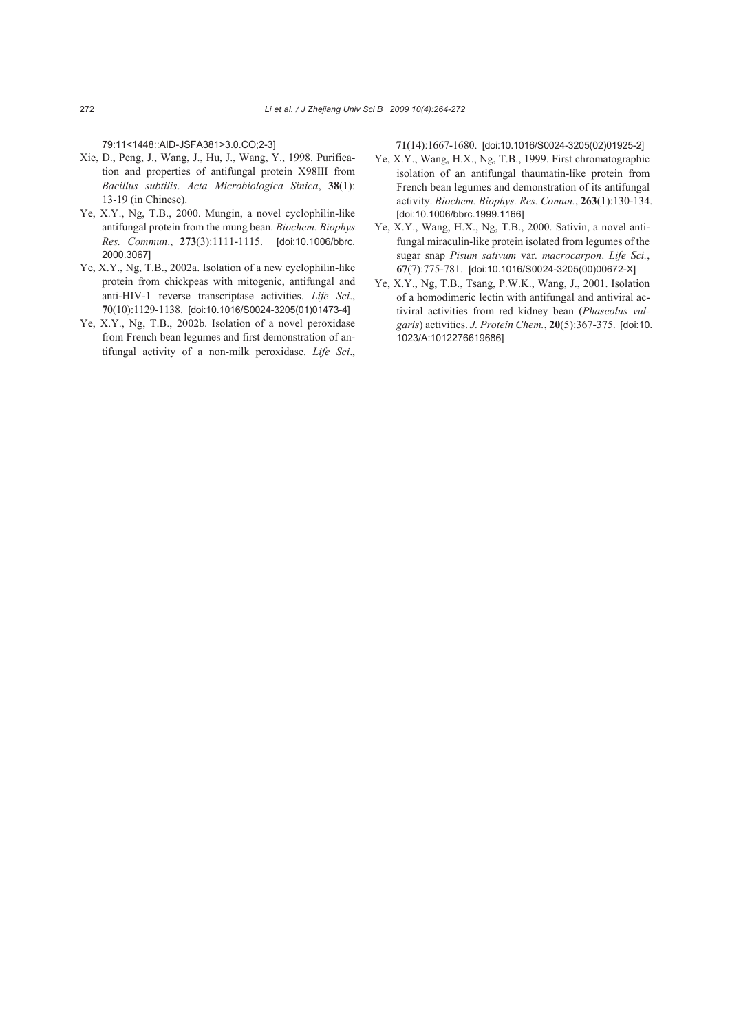79:11<1448::AID-JSFA381>3.0.CO;2-3]

Xie, D., Peng, J., Wang, J., Hu, J., Wang, Y., 1998. Purification and properties of antifungal protein X98III from *Bacillus subtilis*. *Acta Microbiologica Sinica*, **38**(1): 13-19 (in Chinese).

Ye, X.Y., Ng, T.B., 2000. Mungin, a novel cyclophilin-like antifungal protein from the mung bean. *Biochem. Biophys. Res. Commun*., **273**(3):1111-1115. [doi:10.1006/bbrc.2000.3067]

Ye, X.Y., Ng, T.B., 2002a. Isolation of a new cyclophilin-like protein from chickpeas with mitogenic, antifungal and anti-HIV-1 reverse transcriptase activities. *Life Sci*., **70**(10):1129-1138. [doi:10.1016/S0024-3205(01)01473-4]

Ye, X.Y., Ng, T.B., 2002b. Isolation of a novel peroxidase from French bean legumes and first demonstration of antifungal activity of a non-milk peroxidase. *Life Sci*., **71**(14):1667-1680. [doi:10.1016/S0024-3205(02)01925-2]

Ye, X.Y., Wang, H.X., Ng, T.B., 1999. First chromatographic isolation of an antifungal thaumatin-like protein from French bean legumes and demonstration of its antifungal activity. *Biochem. Biophys. Res. Comun.*, **263**(1):130-134. [doi:10.1006/bbrc.1999.1166]

Ye, X.Y., Wang, H.X., Ng, T.B., 2000. Sativin, a novel antifungal miraculin-like protein isolated from legumes of the sugar snap *Pisum sativum* var*. macrocarpon*. *Life Sci.*, **67**(7):775-781. [doi:10.1016/S0024-3205(00)00672-X]

Ye, X.Y., Ng, T.B., Tsang, P.W.K., Wang, J., 2001. Isolation of a homodimeric lectin with antifungal and antiviral activities from red kidney bean (*Phaseolus vulgaris*) activities. *J. Protein Chem.*, **20**(5):367-375. [doi:10.1023/A:1012276619686]